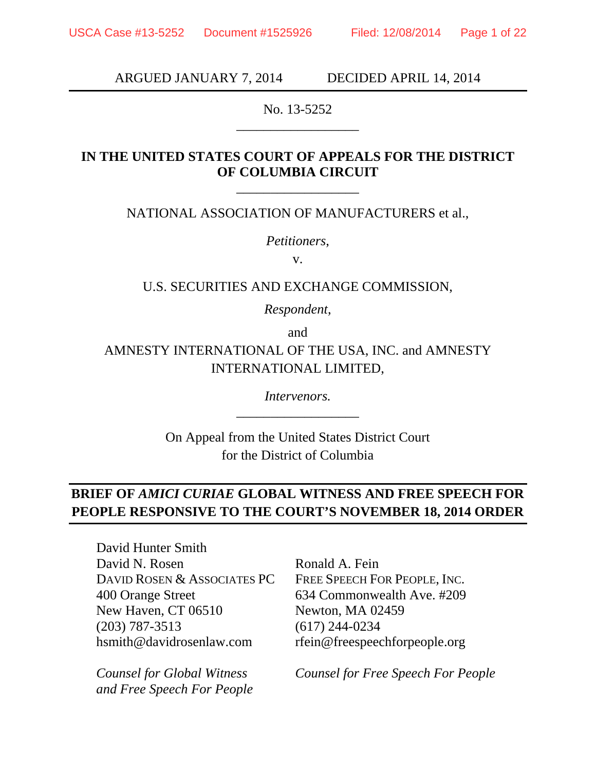ARGUED JANUARY 7, 2014 DECIDED APRIL 14, 2014

No. 13-5252

---

**IN THE UNITED STATES COURT OF APPEALS FOR THE DISTRICT OF COLUMBIA CIRCUIT**

---

NATIONAL ASSOCIATION OF MANUFACTURERS et al.,

*Petitioners,*

v.

U.S. SECURITIES AND EXCHANGE COMMISSION,

*Respondent*,

and

AMNESTY INTERNATIONAL OF THE USA, INC. and AMNESTY INTERNATIONAL LIMITED,

*Intervenors.*

---

On Appeal from the United States District Court for the District of Columbia

**BRIEF OF *AMICI CURIAE* GLOBAL WITNESS AND FREE SPEECH FOR PEOPLE RESPONSIVE TO THE COURT'S NOVEMBER 18, 2014 ORDER**

David Hunter Smith
David N. Rosen
DAVID ROSEN & ASSOCIATES PC
400 Orange Street
New Haven, CT 06510
(203) 787-3513
hsmith@davidrosenlaw.com

*Counsel for Global Witness and Free Speech For People*

Ronald A. Fein
FREE SPEECH FOR PEOPLE, INC.
634 Commonwealth Ave. #209
Newton, MA 02459
(617) 244-0234
rfein@freespeechforpeople.org

*Counsel for Free Speech For People*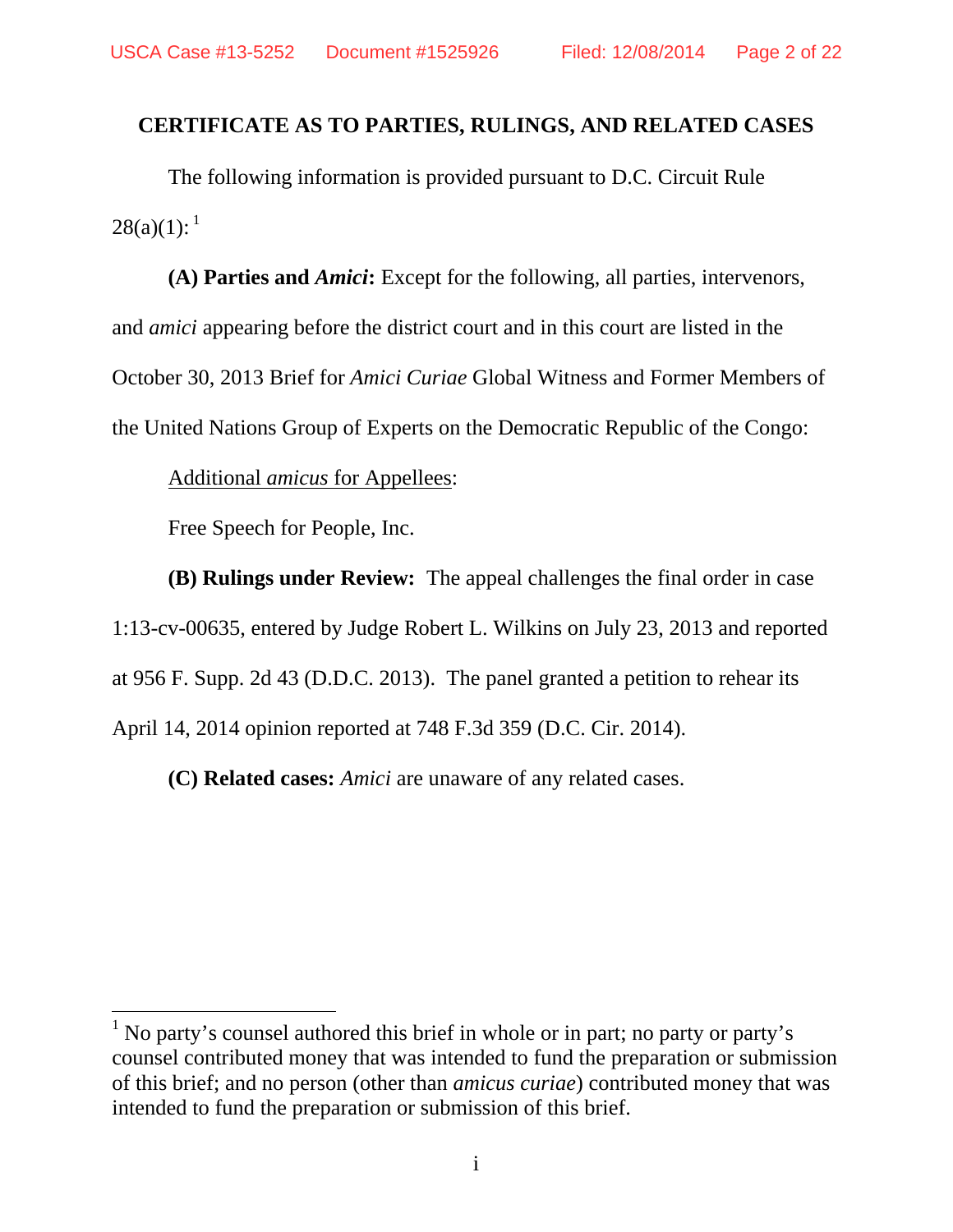## CERTIFICATE AS TO PARTIES, RULINGS, AND RELATED CASES

The following information is provided pursuant to D.C. Circuit Rule 28(a)(1):[1]

**(A) Parties and *Amici*:** Except for the following, all parties, intervenors, and *amici* appearing before the district court and in this court are listed in the October 30, 2013 Brief for *Amici Curiae* Global Witness and Former Members of the United Nations Group of Experts on the Democratic Republic of the Congo:

Additional *amicus* for Appellees:

Free Speech for People, Inc.

**(B) Rulings under Review:** The appeal challenges the final order in case 1:13-cv-00635, entered by Judge Robert L. Wilkins on July 23, 2013 and reported at 956 F. Supp. 2d 43 (D.D.C. 2013). The panel granted a petition to rehear its April 14, 2014 opinion reported at 748 F.3d 359 (D.C. Cir. 2014).

**(C) Related cases:** *Amici* are unaware of any related cases.

[1] No party's counsel authored this brief in whole or in part; no party or party's counsel contributed money that was intended to fund the preparation or submission of this brief; and no person (other than *amicus curiae*) contributed money that was intended to fund the preparation or submission of this brief.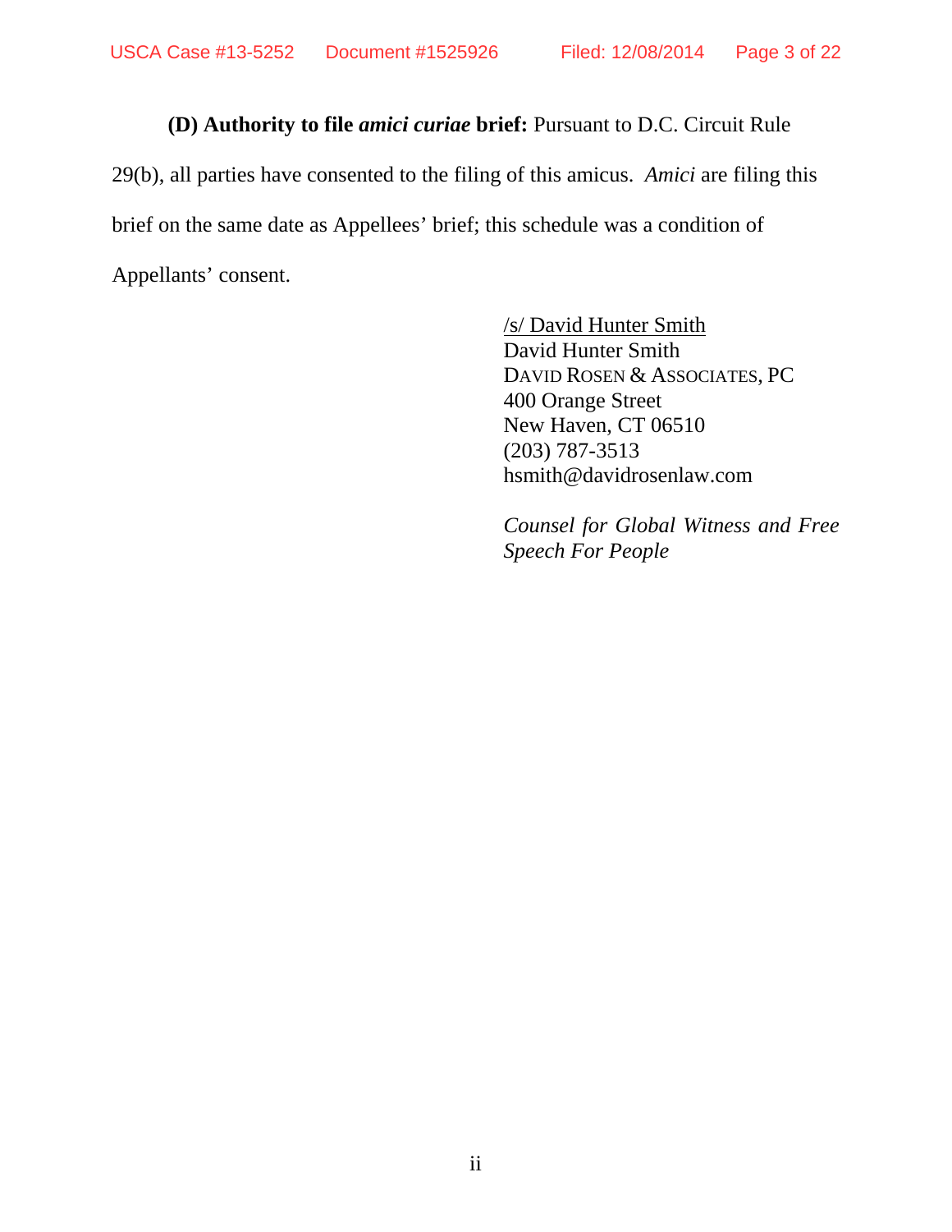**(D) Authority to file *amici curiae* brief:** Pursuant to D.C. Circuit Rule 29(b), all parties have consented to the filing of this amicus. *Amici* are filing this brief on the same date as Appellees' brief; this schedule was a condition of Appellants' consent.

/s/ David Hunter Smith
David Hunter Smith
DAVID ROSEN & ASSOCIATES, PC
400 Orange Street
New Haven, CT 06510
(203) 787-3513
hsmith@davidrosenlaw.com

*Counsel for Global Witness and Free Speech For People*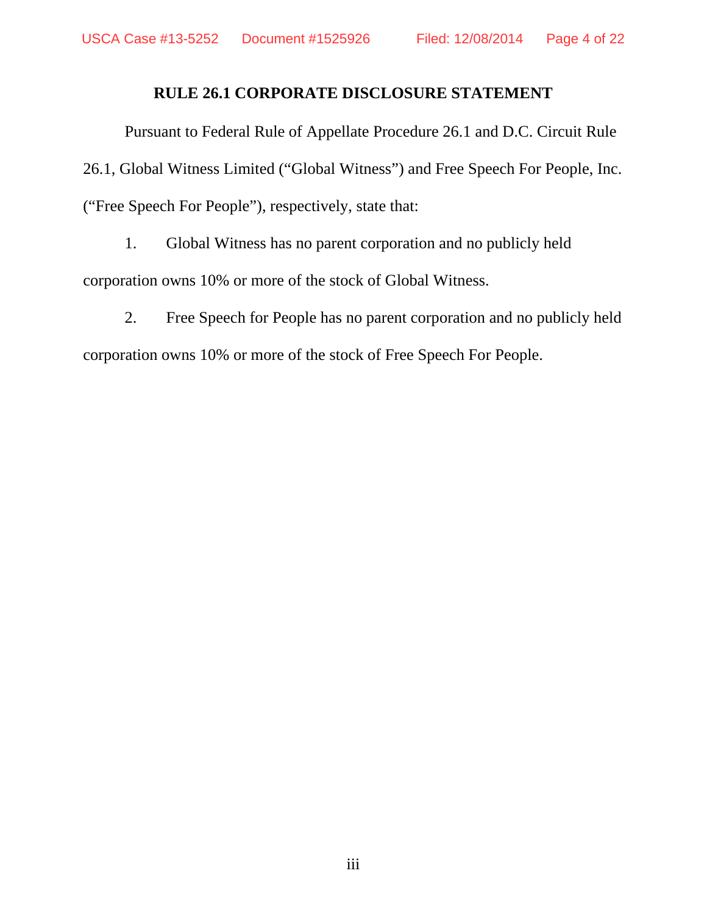## RULE 26.1 CORPORATE DISCLOSURE STATEMENT

Pursuant to Federal Rule of Appellate Procedure 26.1 and D.C. Circuit Rule 26.1, Global Witness Limited ("Global Witness") and Free Speech For People, Inc. ("Free Speech For People"), respectively, state that:

1. Global Witness has no parent corporation and no publicly held corporation owns 10% or more of the stock of Global Witness.

2. Free Speech for People has no parent corporation and no publicly held corporation owns 10% or more of the stock of Free Speech For People.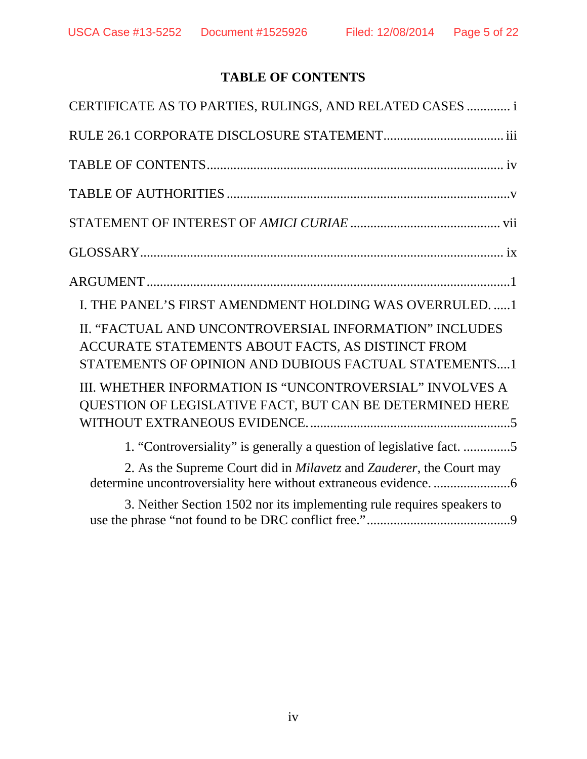# TABLE OF CONTENTS

CERTIFICATE AS TO PARTIES, RULINGS, AND RELATED CASES ............. i

RULE 26.1 CORPORATE DISCLOSURE STATEMENT.................................... iii

TABLE OF CONTENTS........................................................................................ iv

TABLE OF AUTHORITIES .....................................................................................v

STATEMENT OF INTEREST OF *AMICI CURIAE* ............................................. vii

GLOSSARY............................................................................................................. ix

ARGUMENT .............................................................................................................1

- I. THE PANEL'S FIRST AMENDMENT HOLDING WAS OVERRULED. .....1
- II. "FACTUAL AND UNCONTROVERSIAL INFORMATION" INCLUDES ACCURATE STATEMENTS ABOUT FACTS, AS DISTINCT FROM STATEMENTS OF OPINION AND DUBIOUS FACTUAL STATEMENTS....1
- III. WHETHER INFORMATION IS "UNCONTROVERSIAL" INVOLVES A QUESTION OF LEGISLATIVE FACT, BUT CAN BE DETERMINED HERE WITHOUT EXTRANEOUS EVIDENCE. ............................................................5
  - 1. "Controversiality" is generally a question of legislative fact. ..............5
  - 2. As the Supreme Court did in *Milavetz* and *Zauderer*, the Court may determine uncontroversiality here without extraneous evidence. .......................6
  - 3. Neither Section 1502 nor its implementing rule requires speakers to use the phrase "not found to be DRC conflict free." ...........................................9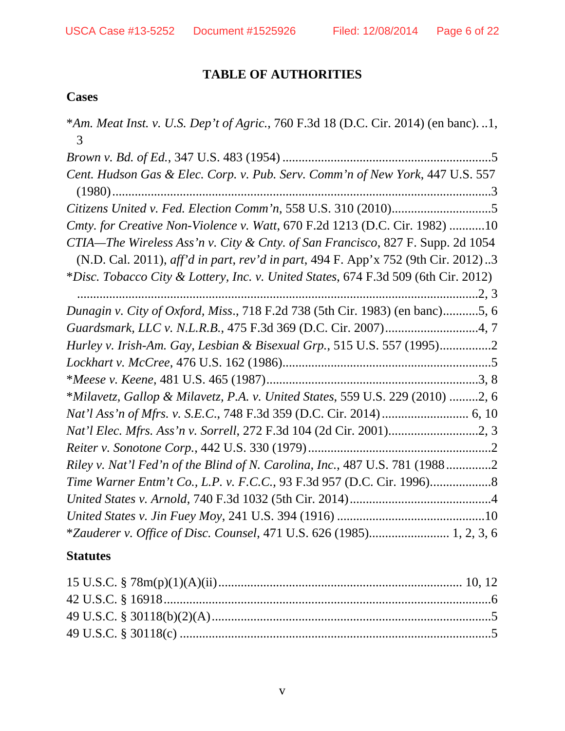# TABLE OF AUTHORITIES

## Cases

*_Am. Meat Inst. v. U.S. Dep't of Agric._, 760 F.3d 18 (D.C. Cir. 2014) (en banc). ..1, 3

_Brown v. Bd. of Ed._, 347 U.S. 483 (1954) ....................................................................5

_Cent. Hudson Gas & Elec. Corp. v. Pub. Serv. Comm'n of New York_, 447 U.S. 557 (1980).......................................................................................................................3

_Citizens United v. Fed. Election Comm'n_, 558 U.S. 310 (2010)...............................5

_Cmty. for Creative Non-Violence v. Watt_, 670 F.2d 1213 (D.C. Cir. 1982) ...........10

_CTIA—The Wireless Ass'n v. City & Cnty. of San Francisco_, 827 F. Supp. 2d 1054 (N.D. Cal. 2011), _aff'd in part_, _rev'd in part_, 494 F. App'x 752 (9th Cir. 2012) ..3

*_Disc. Tobacco City & Lottery, Inc. v. United States_, 674 F.3d 509 (6th Cir. 2012) ...................................................................................................................2, 3

_Dunagin v. City of Oxford, Miss._, 718 F.2d 738 (5th Cir. 1983) (en banc)...........5, 6

_Guardsmark, LLC v. N.L.R.B._, 475 F.3d 369 (D.C. Cir. 2007).............................4, 7

_Hurley v. Irish-Am. Gay, Lesbian & Bisexual Grp._, 515 U.S. 557 (1995)................2

_Lockhart v. McCree_, 476 U.S. 162 (1986)....................................................................5

*_Meese v. Keene_, 481 U.S. 465 (1987).....................................................................3, 8

*_Milavetz, Gallop & Milavetz, P.A. v. United States_, 559 U.S. 229 (2010) .........2, 6

_Nat'l Ass'n of Mfrs. v. S.E.C._, 748 F.3d 359 (D.C. Cir. 2014) ........................... 6, 10

_Nat'l Elec. Mfrs. Ass'n v. Sorrell_, 272 F.3d 104 (2d Cir. 2001)............................2, 3

_Reiter v. Sonotone Corp._, 442 U.S. 330 (1979) ..........................................................2

_Riley v. Nat'l Fed'n of the Blind of N. Carolina, Inc._, 487 U.S. 781 (1988 ..............2

_Time Warner Entm't Co., L.P. v. F.C.C._, 93 F.3d 957 (D.C. Cir. 1996)..................8

_United States v. Arnold_, 740 F.3d 1032 (5th Cir. 2014)............................................4

_United States v. Jin Fuey Moy_, 241 U.S. 394 (1916) ..............................................10

*_Zauderer v. Office of Disc. Counsel_, 471 U.S. 626 (1985)......................... 1, 2, 3, 6

## Statutes

15 U.S.C. § 78m(p)(1)(A)(ii)........................................................................... 10, 12

42 U.S.C. § 16918.........................................................................................................6

49 U.S.C. § 30118(b)(2)(A).........................................................................................5

49 U.S.C. § 30118(c) ....................................................................................................5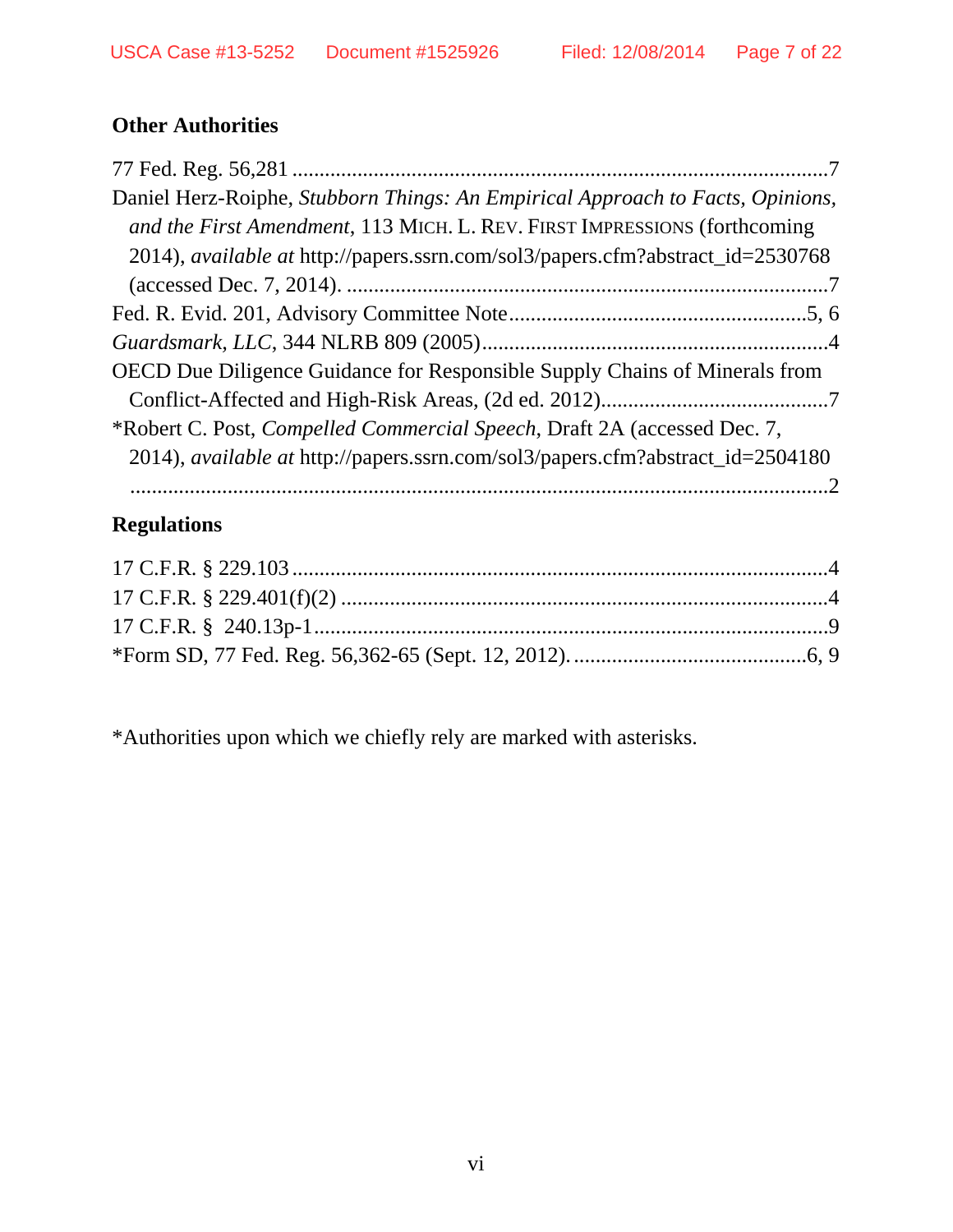**Other Authorities**

77 Fed. Reg. 56,281 ..................................................................................................7

Daniel Herz-Roiphe, *Stubborn Things: An Empirical Approach to Facts, Opinions, and the First Amendment*, 113 MICH. L. REV. FIRST IMPRESSIONS (forthcoming 2014), *available at* http://papers.ssrn.com/sol3/papers.cfm?abstract_id=2530768 (accessed Dec. 7, 2014). ........................................................................................7

Fed. R. Evid. 201, Advisory Committee Note......................................................5, 6

*Guardsmark, LLC*, 344 NLRB 809 (2005)................................................................4

OECD Due Diligence Guidance for Responsible Supply Chains of Minerals from Conflict-Affected and High-Risk Areas, (2d ed. 2012)..........................................7

*Robert C. Post, *Compelled Commercial Speech*, Draft 2A (accessed Dec. 7, 2014), *available at* http://papers.ssrn.com/sol3/papers.cfm?abstract_id=2504180 ..................................................................................................................................2

**Regulations**

17 C.F.R. § 229.103 ..................................................................................................4

17 C.F.R. § 229.401(f)(2) .........................................................................................4

17 C.F.R. §  240.13p-1...............................................................................................9

*Form SD, 77 Fed. Reg. 56,362-65 (Sept. 12, 2012). ...........................................6, 9

*Authorities upon which we chiefly rely are marked with asterisks.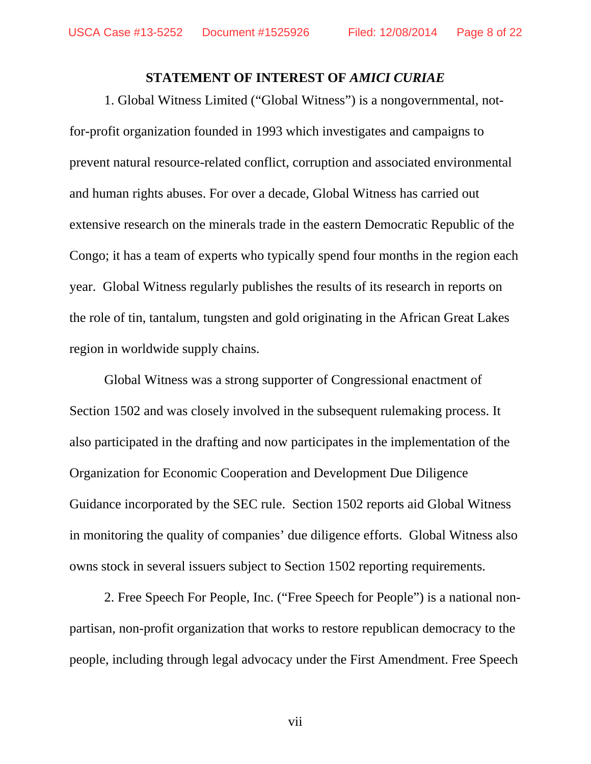## STATEMENT OF INTEREST OF *AMICI CURIAE*

1. Global Witness Limited ("Global Witness") is a nongovernmental, not-for-profit organization founded in 1993 which investigates and campaigns to prevent natural resource-related conflict, corruption and associated environmental and human rights abuses. For over a decade, Global Witness has carried out extensive research on the minerals trade in the eastern Democratic Republic of the Congo; it has a team of experts who typically spend four months in the region each year. Global Witness regularly publishes the results of its research in reports on the role of tin, tantalum, tungsten and gold originating in the African Great Lakes region in worldwide supply chains.

Global Witness was a strong supporter of Congressional enactment of Section 1502 and was closely involved in the subsequent rulemaking process. It also participated in the drafting and now participates in the implementation of the Organization for Economic Cooperation and Development Due Diligence Guidance incorporated by the SEC rule. Section 1502 reports aid Global Witness in monitoring the quality of companies' due diligence efforts. Global Witness also owns stock in several issuers subject to Section 1502 reporting requirements.

2. Free Speech For People, Inc. ("Free Speech for People") is a national non-partisan, non-profit organization that works to restore republican democracy to the people, including through legal advocacy under the First Amendment. Free Speech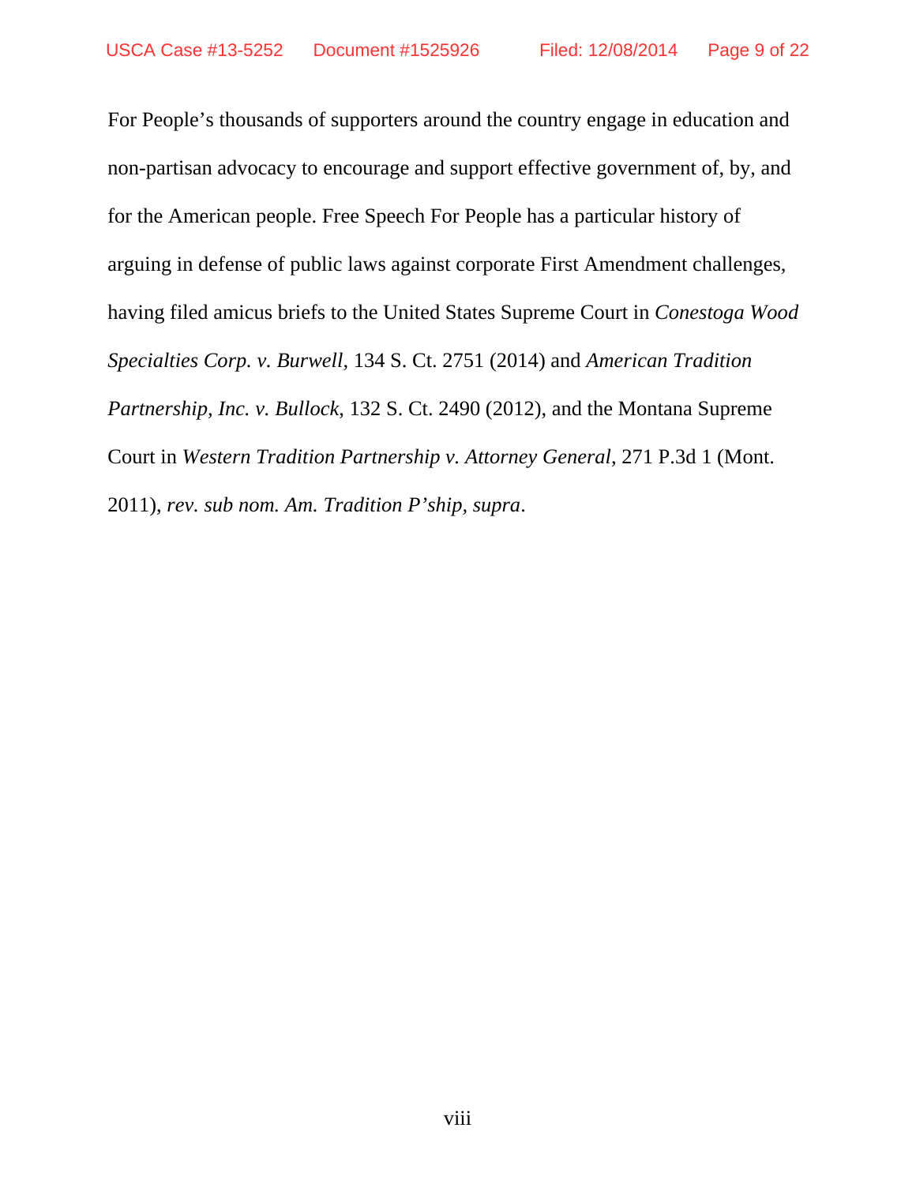For People's thousands of supporters around the country engage in education and non-partisan advocacy to encourage and support effective government of, by, and for the American people. Free Speech For People has a particular history of arguing in defense of public laws against corporate First Amendment challenges, having filed amicus briefs to the United States Supreme Court in *Conestoga Wood Specialties Corp. v. Burwell*, 134 S. Ct. 2751 (2014) and *American Tradition Partnership, Inc. v. Bullock*, 132 S. Ct. 2490 (2012), and the Montana Supreme Court in *Western Tradition Partnership v. Attorney General*, 271 P.3d 1 (Mont. 2011), *rev. sub nom. Am. Tradition P'ship*, *supra*.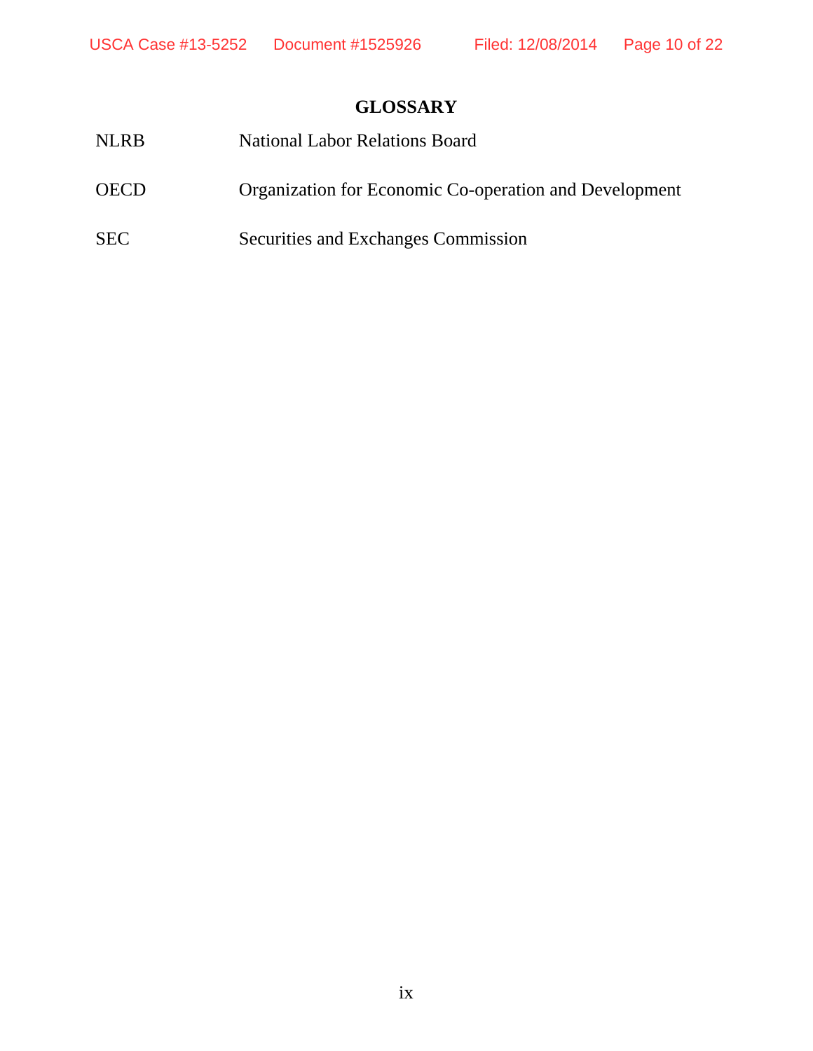## GLOSSARY

| | |
|---|---|
| NLRB | National Labor Relations Board |
| OECD | Organization for Economic Co-operation and Development |
| SEC | Securities and Exchanges Commission |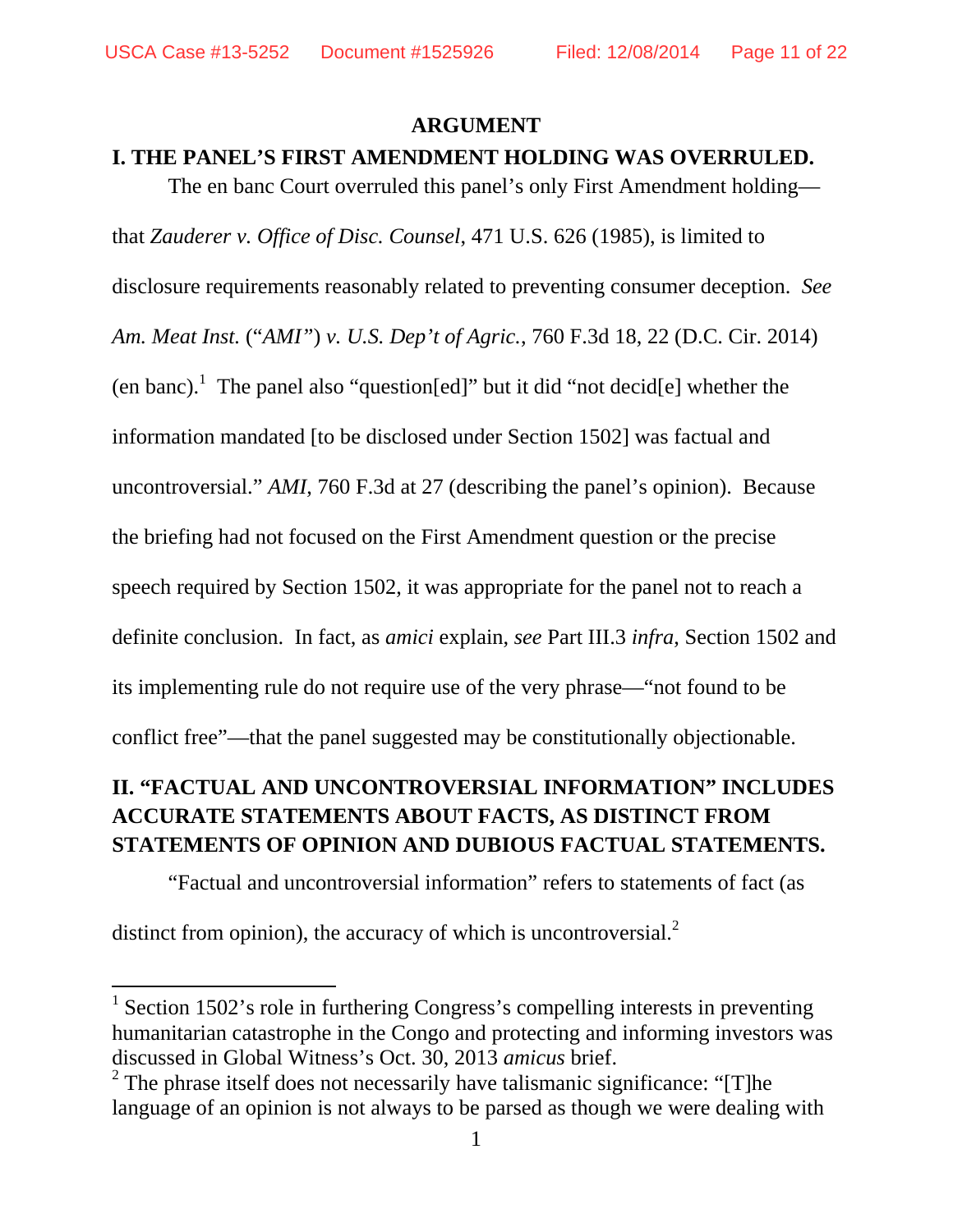## ARGUMENT

### I. THE PANEL'S FIRST AMENDMENT HOLDING WAS OVERRULED.

The en banc Court overruled this panel's only First Amendment holding—that *Zauderer v. Office of Disc. Counsel*, 471 U.S. 626 (1985), is limited to disclosure requirements reasonably related to preventing consumer deception. *See Am. Meat Inst.* ("*AMI*") *v. U.S. Dep't of Agric.*, 760 F.3d 18, 22 (D.C. Cir. 2014) (en banc).[1] The panel also "question[ed]" but it did "not decid[e] whether the information mandated [to be disclosed under Section 1502] was factual and uncontroversial." *AMI*, 760 F.3d at 27 (describing the panel's opinion). Because the briefing had not focused on the First Amendment question or the precise speech required by Section 1502, it was appropriate for the panel not to reach a definite conclusion. In fact, as *amici* explain, *see* Part III.3 *infra*, Section 1502 and its implementing rule do not require use of the very phrase—"not found to be conflict free"—that the panel suggested may be constitutionally objectionable.

### II. "FACTUAL AND UNCONTROVERSIAL INFORMATION" INCLUDES ACCURATE STATEMENTS ABOUT FACTS, AS DISTINCT FROM STATEMENTS OF OPINION AND DUBIOUS FACTUAL STATEMENTS.

"Factual and uncontroversial information" refers to statements of fact (as distinct from opinion), the accuracy of which is uncontroversial.[2]

---

[1] Section 1502's role in furthering Congress's compelling interests in preventing humanitarian catastrophe in the Congo and protecting and informing investors was discussed in Global Witness's Oct. 30, 2013 *amicus* brief.

[2] The phrase itself does not necessarily have talismanic significance: "[T]he language of an opinion is not always to be parsed as though we were dealing with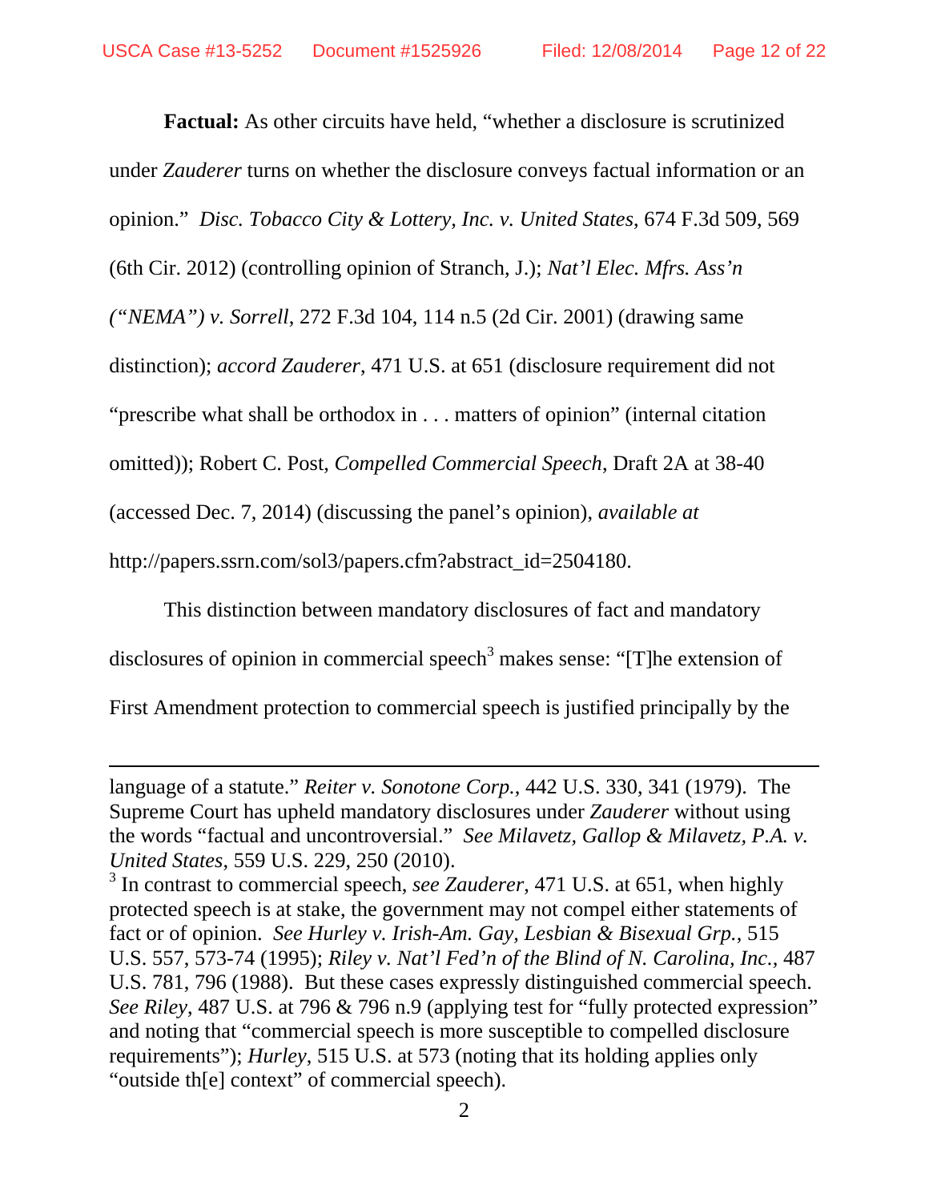**Factual:** As other circuits have held, "whether a disclosure is scrutinized under *Zauderer* turns on whether the disclosure conveys factual information or an opinion." *Disc. Tobacco City & Lottery, Inc. v. United States*, 674 F.3d 509, 569 (6th Cir. 2012) (controlling opinion of Stranch, J.); *Nat'l Elec. Mfrs. Ass'n ("NEMA") v. Sorrell*, 272 F.3d 104, 114 n.5 (2d Cir. 2001) (drawing same distinction); *accord Zauderer*, 471 U.S. at 651 (disclosure requirement did not "prescribe what shall be orthodox in . . . matters of opinion" (internal citation omitted)); Robert C. Post, *Compelled Commercial Speech*, Draft 2A at 38-40 (accessed Dec. 7, 2014) (discussing the panel's opinion), *available at* http://papers.ssrn.com/sol3/papers.cfm?abstract_id=2504180.

This distinction between mandatory disclosures of fact and mandatory disclosures of opinion in commercial speech[3] makes sense: "[T]he extension of First Amendment protection to commercial speech is justified principally by the

---

language of a statute." *Reiter v. Sonotone Corp.*, 442 U.S. 330, 341 (1979). The Supreme Court has upheld mandatory disclosures under *Zauderer* without using the words "factual and uncontroversial." *See Milavetz, Gallop & Milavetz, P.A. v. United States*, 559 U.S. 229, 250 (2010).

[3] In contrast to commercial speech, *see Zauderer*, 471 U.S. at 651, when highly protected speech is at stake, the government may not compel either statements of fact or of opinion. *See Hurley v. Irish-Am. Gay, Lesbian & Bisexual Grp.*, 515 U.S. 557, 573-74 (1995); *Riley v. Nat'l Fed'n of the Blind of N. Carolina, Inc.*, 487 U.S. 781, 796 (1988). But these cases expressly distinguished commercial speech. *See Riley*, 487 U.S. at 796 & 796 n.9 (applying test for "fully protected expression" and noting that "commercial speech is more susceptible to compelled disclosure requirements"); *Hurley*, 515 U.S. at 573 (noting that its holding applies only "outside th[e] context" of commercial speech).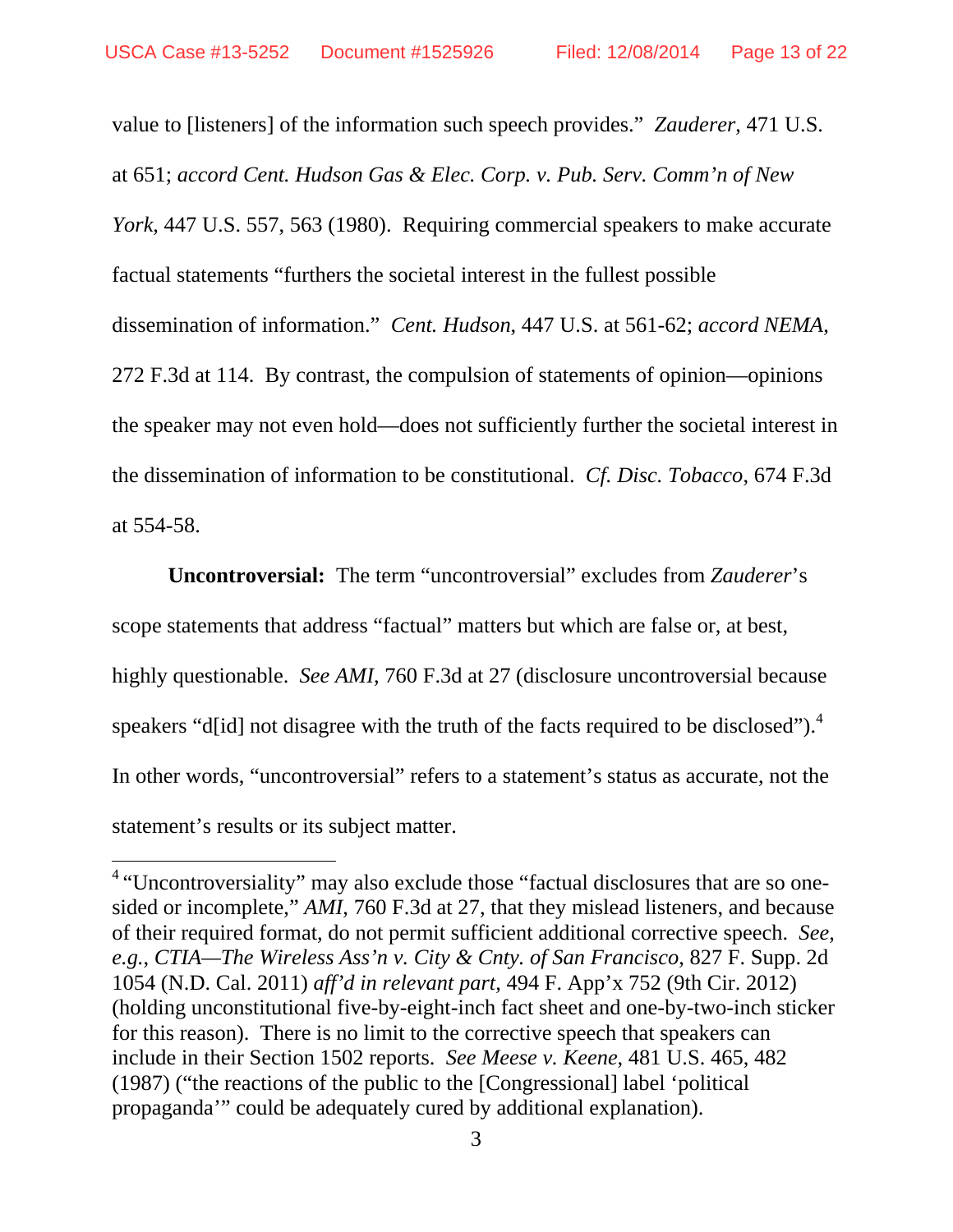value to [listeners] of the information such speech provides." *Zauderer*, 471 U.S. at 651; *accord Cent. Hudson Gas & Elec. Corp. v. Pub. Serv. Comm'n of New York*, 447 U.S. 557, 563 (1980). Requiring commercial speakers to make accurate factual statements "furthers the societal interest in the fullest possible dissemination of information." *Cent. Hudson*, 447 U.S. at 561-62; *accord NEMA*, 272 F.3d at 114. By contrast, the compulsion of statements of opinion—opinions the speaker may not even hold—does not sufficiently further the societal interest in the dissemination of information to be constitutional. *Cf. Disc. Tobacco*, 674 F.3d at 554-58.

**Uncontroversial:** The term "uncontroversial" excludes from *Zauderer*'s scope statements that address "factual" matters but which are false or, at best, highly questionable. *See AMI*, 760 F.3d at 27 (disclosure uncontroversial because speakers "d[id] not disagree with the truth of the facts required to be disclosed").[4] In other words, "uncontroversial" refers to a statement's status as accurate, not the statement's results or its subject matter.

---

[4] "Uncontroversiality" may also exclude those "factual disclosures that are so one-sided or incomplete," *AMI*, 760 F.3d at 27, that they mislead listeners, and because of their required format, do not permit sufficient additional corrective speech. *See, e.g.*, *CTIA—The Wireless Ass'n v. City & Cnty. of San Francisco*, 827 F. Supp. 2d 1054 (N.D. Cal. 2011) *aff'd in relevant part*, 494 F. App'x 752 (9th Cir. 2012) (holding unconstitutional five-by-eight-inch fact sheet and one-by-two-inch sticker for this reason). There is no limit to the corrective speech that speakers can include in their Section 1502 reports. *See Meese v. Keene*, 481 U.S. 465, 482 (1987) ("the reactions of the public to the [Congressional] label 'political propaganda'" could be adequately cured by additional explanation).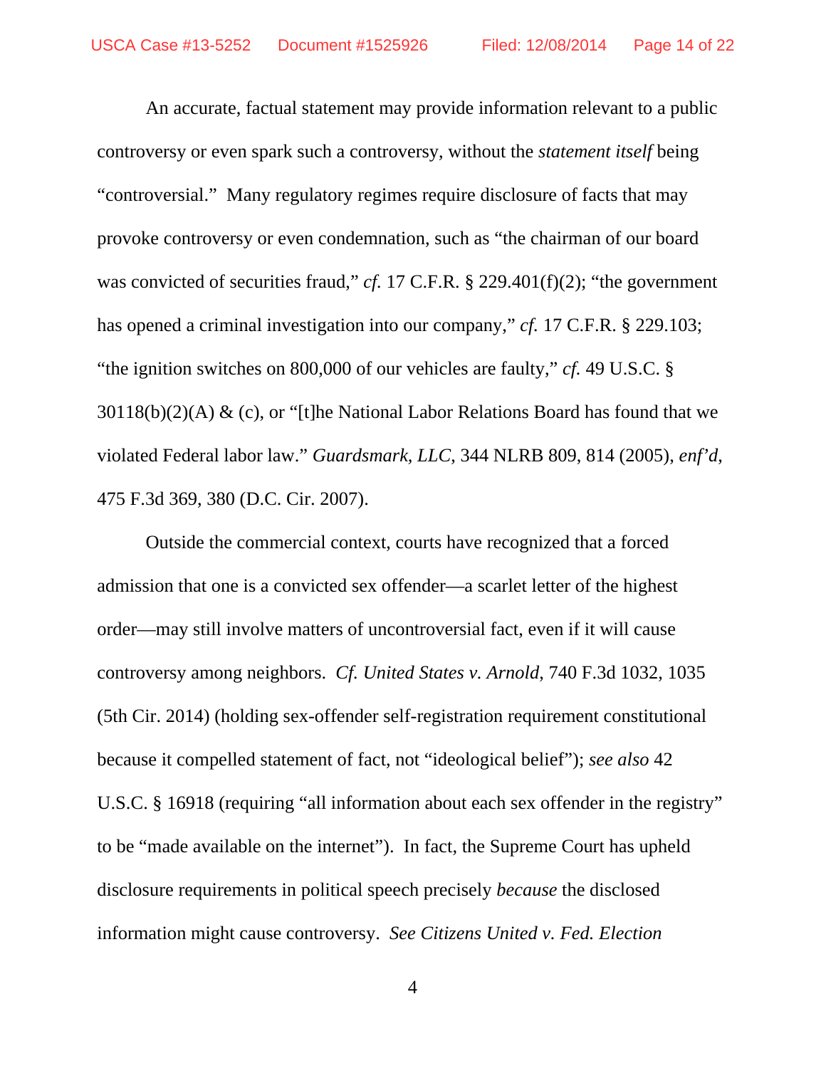An accurate, factual statement may provide information relevant to a public controversy or even spark such a controversy, without the *statement itself* being "controversial." Many regulatory regimes require disclosure of facts that may provoke controversy or even condemnation, such as "the chairman of our board was convicted of securities fraud," *cf.* 17 C.F.R. § 229.401(f)(2); "the government has opened a criminal investigation into our company," *cf.* 17 C.F.R. § 229.103; "the ignition switches on 800,000 of our vehicles are faulty," *cf.* 49 U.S.C. § 30118(b)(2)(A) & (c), or "[t]he National Labor Relations Board has found that we violated Federal labor law." *Guardsmark, LLC*, 344 NLRB 809, 814 (2005), *enf'd*, 475 F.3d 369, 380 (D.C. Cir. 2007).

Outside the commercial context, courts have recognized that a forced admission that one is a convicted sex offender—a scarlet letter of the highest order—may still involve matters of uncontroversial fact, even if it will cause controversy among neighbors. *Cf. United States v. Arnold*, 740 F.3d 1032, 1035 (5th Cir. 2014) (holding sex-offender self-registration requirement constitutional because it compelled statement of fact, not "ideological belief"); *see also* 42 U.S.C. § 16918 (requiring "all information about each sex offender in the registry" to be "made available on the internet"). In fact, the Supreme Court has upheld disclosure requirements in political speech precisely *because* the disclosed information might cause controversy. *See Citizens United v. Fed. Election*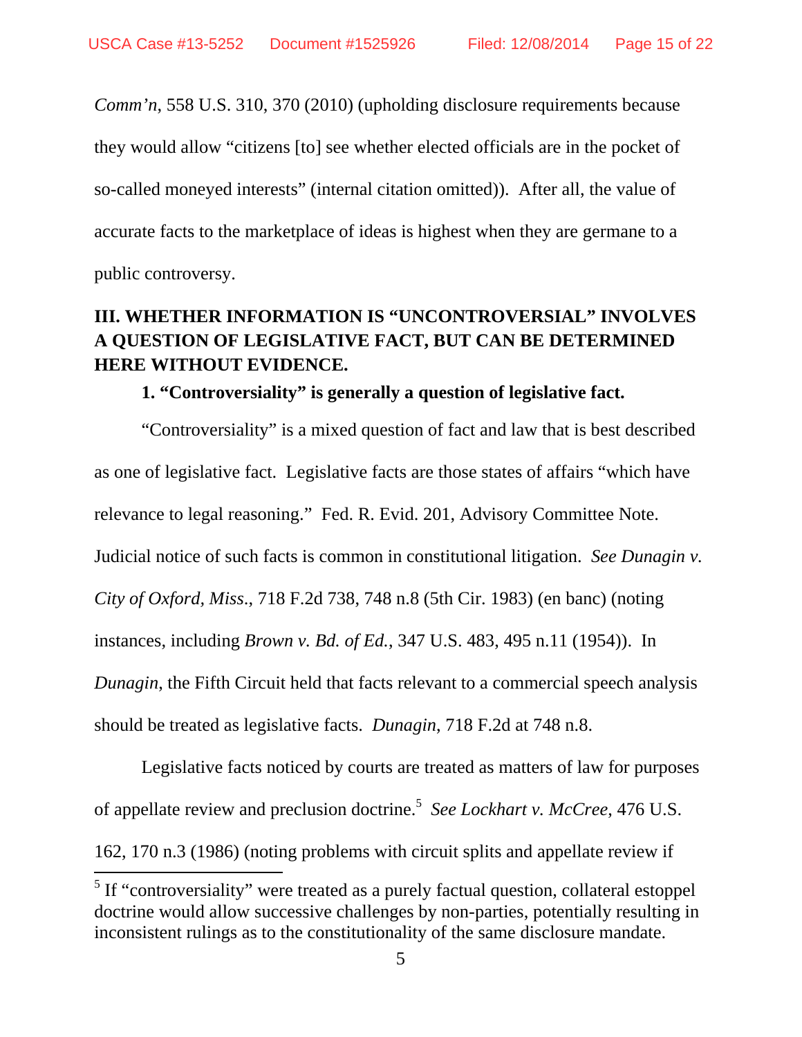*Comm'n*, 558 U.S. 310, 370 (2010) (upholding disclosure requirements because they would allow "citizens [to] see whether elected officials are in the pocket of so-called moneyed interests" (internal citation omitted)). After all, the value of accurate facts to the marketplace of ideas is highest when they are germane to a public controversy.

## III. WHETHER INFORMATION IS "UNCONTROVERSIAL" INVOLVES A QUESTION OF LEGISLATIVE FACT, BUT CAN BE DETERMINED HERE WITHOUT EVIDENCE.

### 1. "Controversiality" is generally a question of legislative fact.

"Controversiality" is a mixed question of fact and law that is best described as one of legislative fact. Legislative facts are those states of affairs "which have relevance to legal reasoning." Fed. R. Evid. 201, Advisory Committee Note. Judicial notice of such facts is common in constitutional litigation. *See Dunagin v. City of Oxford, Miss.*, 718 F.2d 738, 748 n.8 (5th Cir. 1983) (en banc) (noting instances, including *Brown v. Bd. of Ed.*, 347 U.S. 483, 495 n.11 (1954)). In *Dunagin*, the Fifth Circuit held that facts relevant to a commercial speech analysis should be treated as legislative facts. *Dunagin*, 718 F.2d at 748 n.8.

Legislative facts noticed by courts are treated as matters of law for purposes of appellate review and preclusion doctrine.[5] *See Lockhart v. McCree*, 476 U.S. 162, 170 n.3 (1986) (noting problems with circuit splits and appellate review if

[5] If "controversiality" were treated as a purely factual question, collateral estoppel doctrine would allow successive challenges by non-parties, potentially resulting in inconsistent rulings as to the constitutionality of the same disclosure mandate.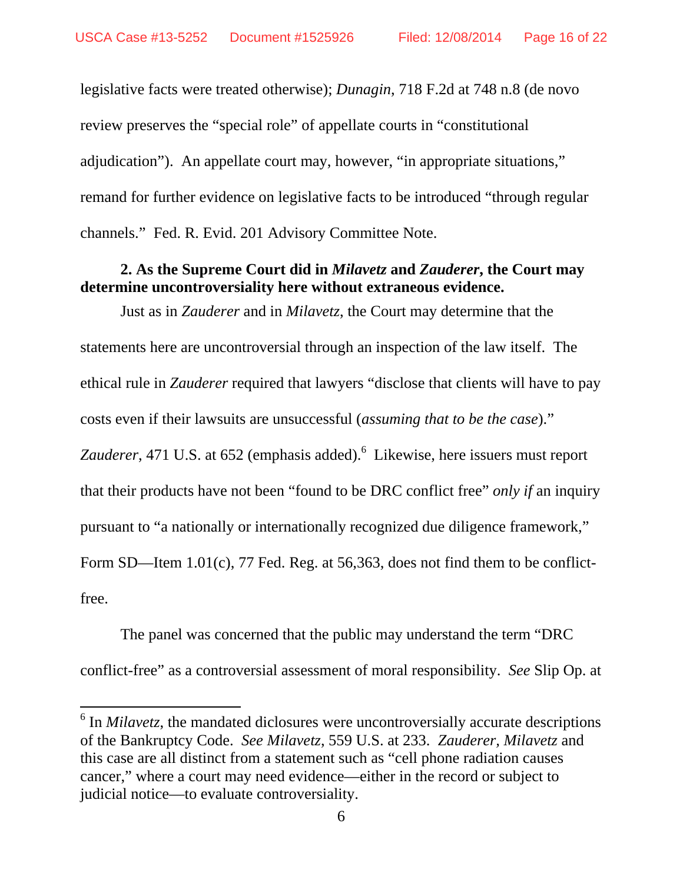legislative facts were treated otherwise); *Dunagin*, 718 F.2d at 748 n.8 (de novo review preserves the "special role" of appellate courts in "constitutional adjudication"). An appellate court may, however, "in appropriate situations," remand for further evidence on legislative facts to be introduced "through regular channels." Fed. R. Evid. 201 Advisory Committee Note.

**2. As the Supreme Court did in *Milavetz* and *Zauderer*, the Court may determine uncontroversiality here without extraneous evidence.**

Just as in *Zauderer* and in *Milavetz*, the Court may determine that the statements here are uncontroversial through an inspection of the law itself. The ethical rule in *Zauderer* required that lawyers "disclose that clients will have to pay costs even if their lawsuits are unsuccessful (*assuming that to be the case*)." *Zauderer*, 471 U.S. at 652 (emphasis added).[6] Likewise, here issuers must report that their products have not been "found to be DRC conflict free" *only if* an inquiry pursuant to "a nationally or internationally recognized due diligence framework," Form SD—Item 1.01(c), 77 Fed. Reg. at 56,363, does not find them to be conflict-free.

The panel was concerned that the public may understand the term "DRC conflict-free" as a controversial assessment of moral responsibility. *See* Slip Op. at

[6] In *Milavetz*, the mandated diclosures were uncontroversially accurate descriptions of the Bankruptcy Code. *See Milavetz*, 559 U.S. at 233. *Zauderer*, *Milavetz* and this case are all distinct from a statement such as "cell phone radiation causes cancer," where a court may need evidence—either in the record or subject to judicial notice—to evaluate controversiality.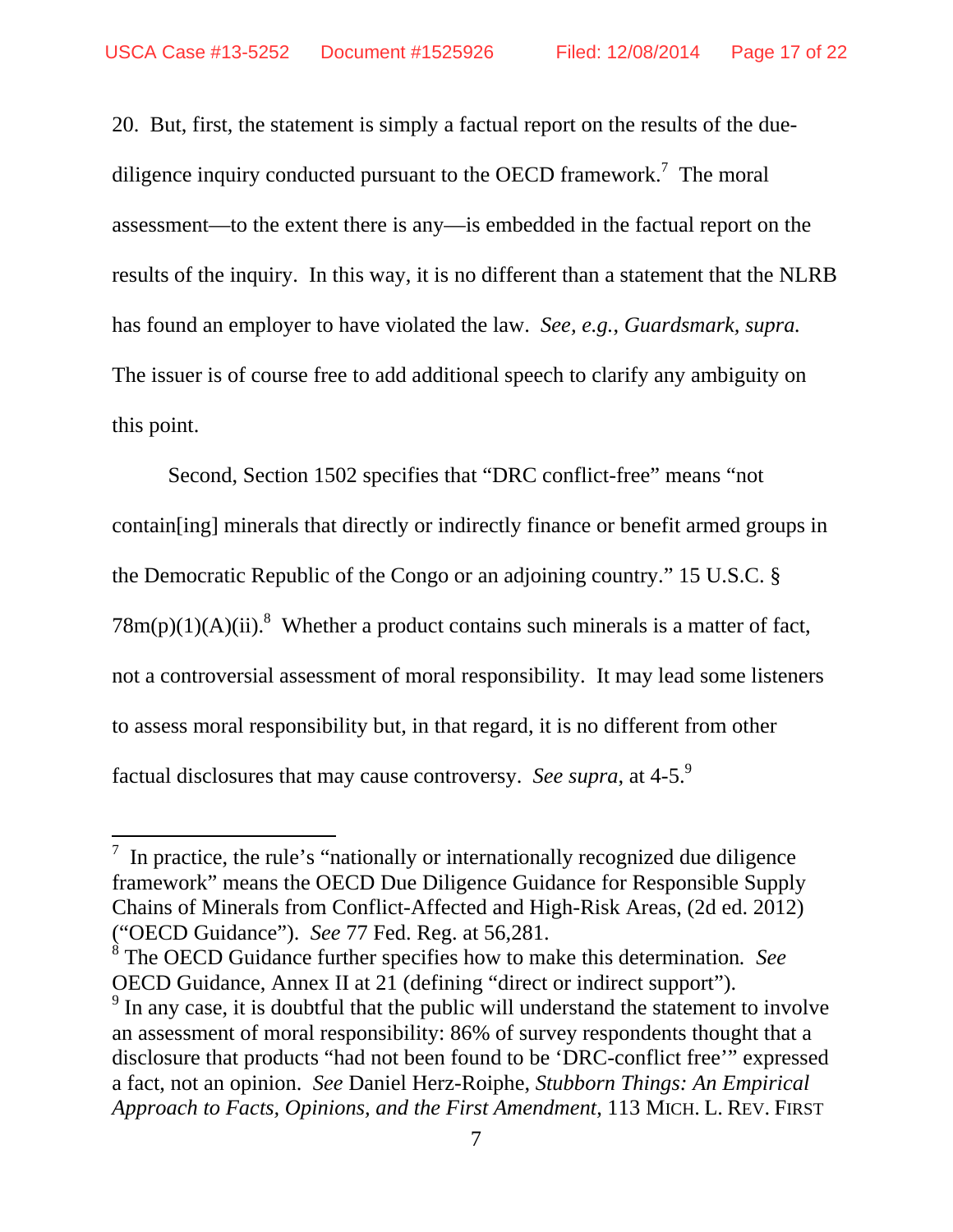20. But, first, the statement is simply a factual report on the results of the due-diligence inquiry conducted pursuant to the OECD framework.[7] The moral assessment—to the extent there is any—is embedded in the factual report on the results of the inquiry. In this way, it is no different than a statement that the NLRB has found an employer to have violated the law. *See, e.g.*, *Guardsmark*, *supra.* The issuer is of course free to add additional speech to clarify any ambiguity on this point.

Second, Section 1502 specifies that "DRC conflict-free" means "not contain[ing] minerals that directly or indirectly finance or benefit armed groups in the Democratic Republic of the Congo or an adjoining country." 15 U.S.C. § 78m(p)(1)(A)(ii).[8] Whether a product contains such minerals is a matter of fact, not a controversial assessment of moral responsibility. It may lead some listeners to assess moral responsibility but, in that regard, it is no different from other factual disclosures that may cause controversy. *See supra*, at 4-5.[9]

---

[7] In practice, the rule's "nationally or internationally recognized due diligence framework" means the OECD Due Diligence Guidance for Responsible Supply Chains of Minerals from Conflict-Affected and High-Risk Areas, (2d ed. 2012) ("OECD Guidance"). *See* 77 Fed. Reg. at 56,281.

[8] The OECD Guidance further specifies how to make this determination. *See* OECD Guidance, Annex II at 21 (defining "direct or indirect support").

[9] In any case, it is doubtful that the public will understand the statement to involve an assessment of moral responsibility: 86% of survey respondents thought that a disclosure that products "had not been found to be 'DRC-conflict free'" expressed a fact, not an opinion. *See* Daniel Herz-Roiphe, *Stubborn Things: An Empirical Approach to Facts, Opinions, and the First Amendment*, 113 MICH. L. REV. FIRST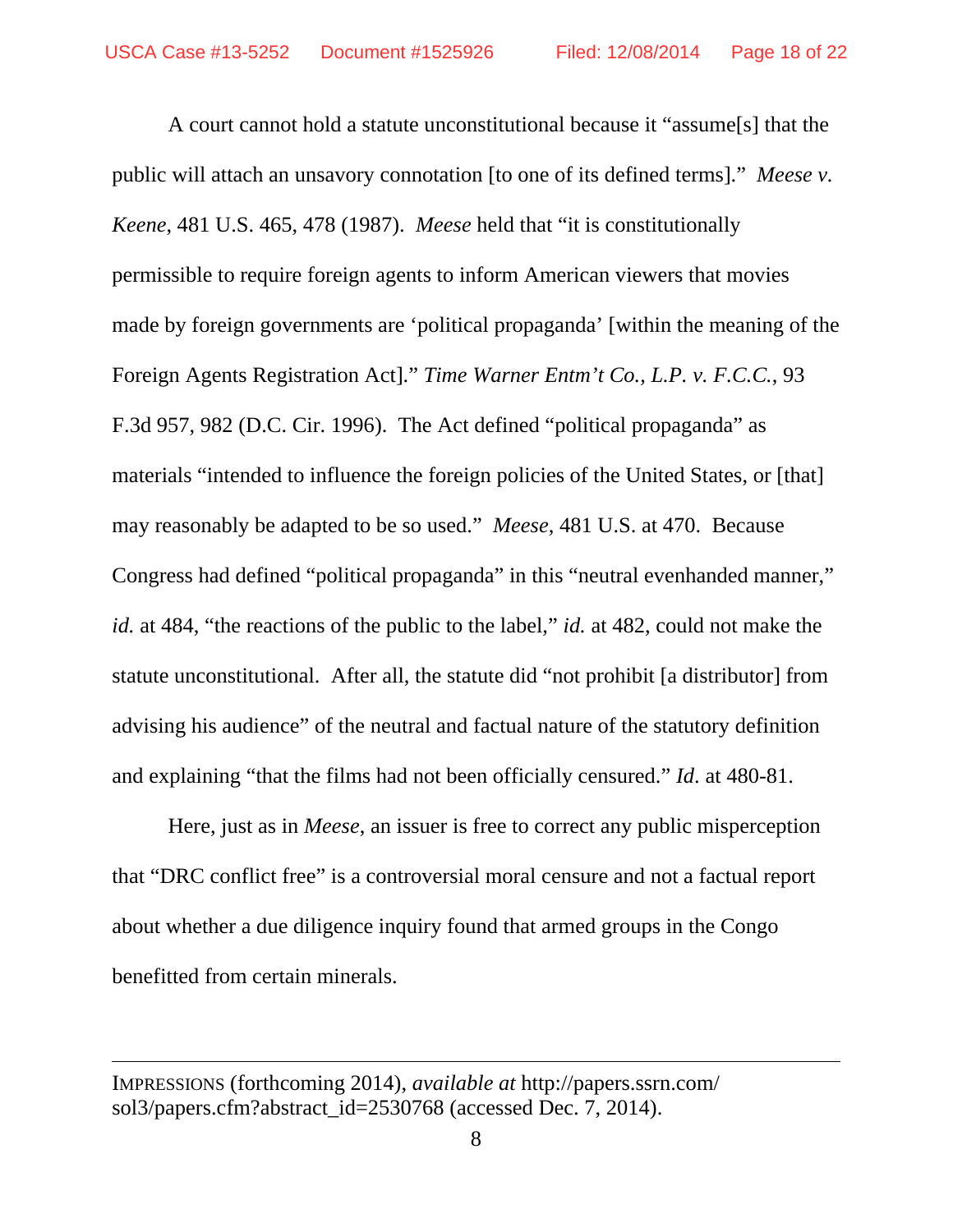A court cannot hold a statute unconstitutional because it "assume[s] that the public will attach an unsavory connotation [to one of its defined terms]." *Meese v. Keene*, 481 U.S. 465, 478 (1987). *Meese* held that "it is constitutionally permissible to require foreign agents to inform American viewers that movies made by foreign governments are 'political propaganda' [within the meaning of the Foreign Agents Registration Act]." *Time Warner Entm't Co., L.P. v. F.C.C.*, 93 F.3d 957, 982 (D.C. Cir. 1996). The Act defined "political propaganda" as materials "intended to influence the foreign policies of the United States, or [that] may reasonably be adapted to be so used." *Meese*, 481 U.S. at 470. Because Congress had defined "political propaganda" in this "neutral evenhanded manner," *id.* at 484, "the reactions of the public to the label," *id.* at 482, could not make the statute unconstitutional. After all, the statute did "not prohibit [a distributor] from advising his audience" of the neutral and factual nature of the statutory definition and explaining "that the films had not been officially censured." *Id.* at 480-81.

Here, just as in *Meese*, an issuer is free to correct any public misperception that "DRC conflict free" is a controversial moral censure and not a factual report about whether a due diligence inquiry found that armed groups in the Congo benefitted from certain minerals.

---

IMPRESSIONS (forthcoming 2014), *available at* http://papers.ssrn.com/sol3/papers.cfm?abstract_id=2530768 (accessed Dec. 7, 2014).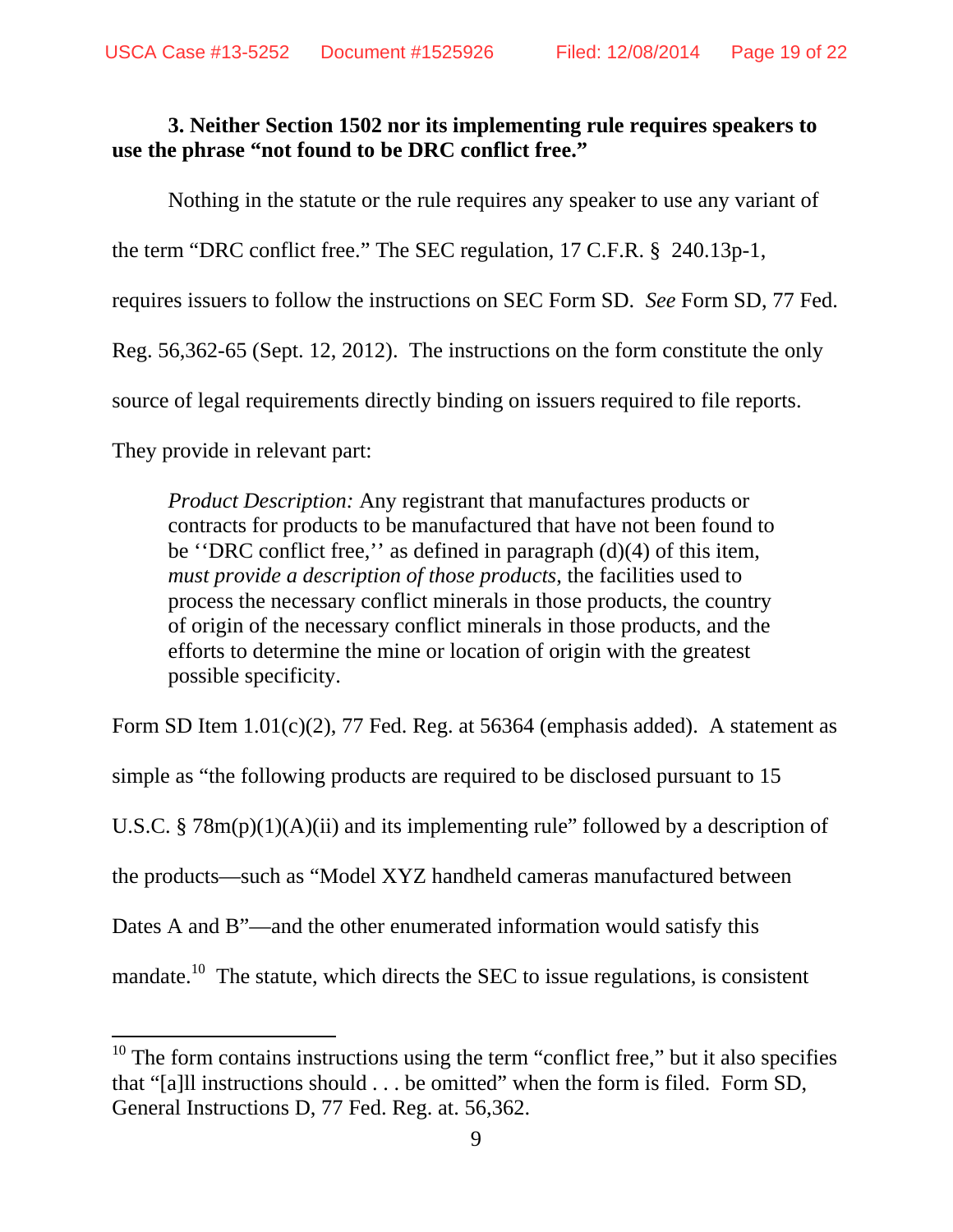**3. Neither Section 1502 nor its implementing rule requires speakers to use the phrase "not found to be DRC conflict free."**

Nothing in the statute or the rule requires any speaker to use any variant of the term "DRC conflict free." The SEC regulation, 17 C.F.R. § 240.13p-1, requires issuers to follow the instructions on SEC Form SD. *See* Form SD, 77 Fed. Reg. 56,362-65 (Sept. 12, 2012). The instructions on the form constitute the only source of legal requirements directly binding on issuers required to file reports. They provide in relevant part:

> *Product Description:* Any registrant that manufactures products or contracts for products to be manufactured that have not been found to be ''DRC conflict free,'' as defined in paragraph (d)(4) of this item, *must provide a description of those products*, the facilities used to process the necessary conflict minerals in those products, the country of origin of the necessary conflict minerals in those products, and the efforts to determine the mine or location of origin with the greatest possible specificity.

Form SD Item 1.01(c)(2), 77 Fed. Reg. at 56364 (emphasis added). A statement as simple as "the following products are required to be disclosed pursuant to 15 U.S.C. § 78m(p)(1)(A)(ii) and its implementing rule" followed by a description of the products—such as "Model XYZ handheld cameras manufactured between Dates A and B"—and the other enumerated information would satisfy this mandate.[10] The statute, which directs the SEC to issue regulations, is consistent

[10] The form contains instructions using the term "conflict free," but it also specifies that "[a]ll instructions should . . . be omitted" when the form is filed. Form SD, General Instructions D, 77 Fed. Reg. at. 56,362.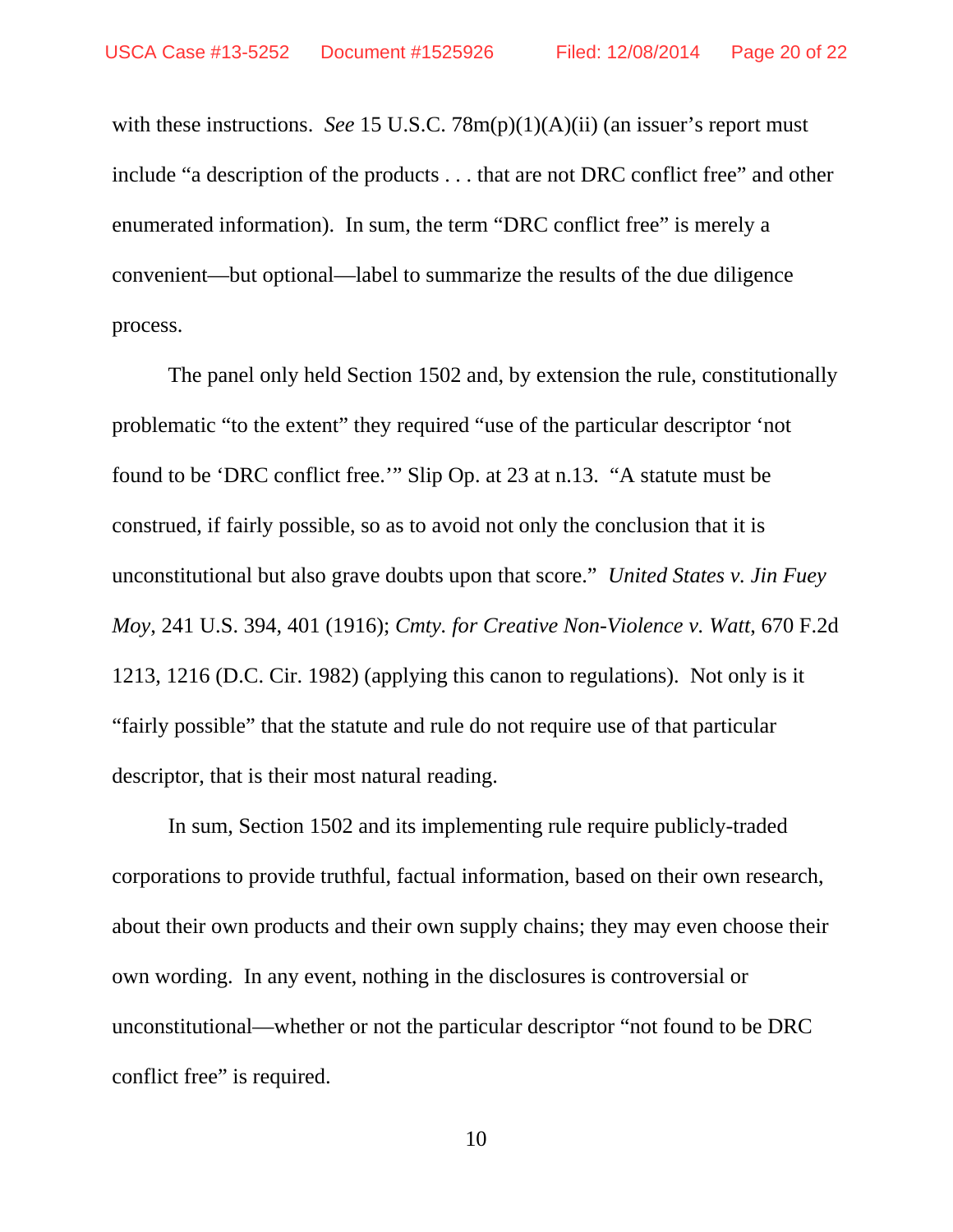with these instructions. *See* 15 U.S.C. 78m(p)(1)(A)(ii) (an issuer's report must include "a description of the products . . . that are not DRC conflict free" and other enumerated information). In sum, the term "DRC conflict free" is merely a convenient—but optional—label to summarize the results of the due diligence process.

The panel only held Section 1502 and, by extension the rule, constitutionally problematic "to the extent" they required "use of the particular descriptor 'not found to be 'DRC conflict free.'" Slip Op. at 23 at n.13. "A statute must be construed, if fairly possible, so as to avoid not only the conclusion that it is unconstitutional but also grave doubts upon that score." *United States v. Jin Fuey Moy*, 241 U.S. 394, 401 (1916); *Cmty. for Creative Non-Violence v. Watt*, 670 F.2d 1213, 1216 (D.C. Cir. 1982) (applying this canon to regulations). Not only is it "fairly possible" that the statute and rule do not require use of that particular descriptor, that is their most natural reading.

In sum, Section 1502 and its implementing rule require publicly-traded corporations to provide truthful, factual information, based on their own research, about their own products and their own supply chains; they may even choose their own wording. In any event, nothing in the disclosures is controversial or unconstitutional—whether or not the particular descriptor "not found to be DRC conflict free" is required.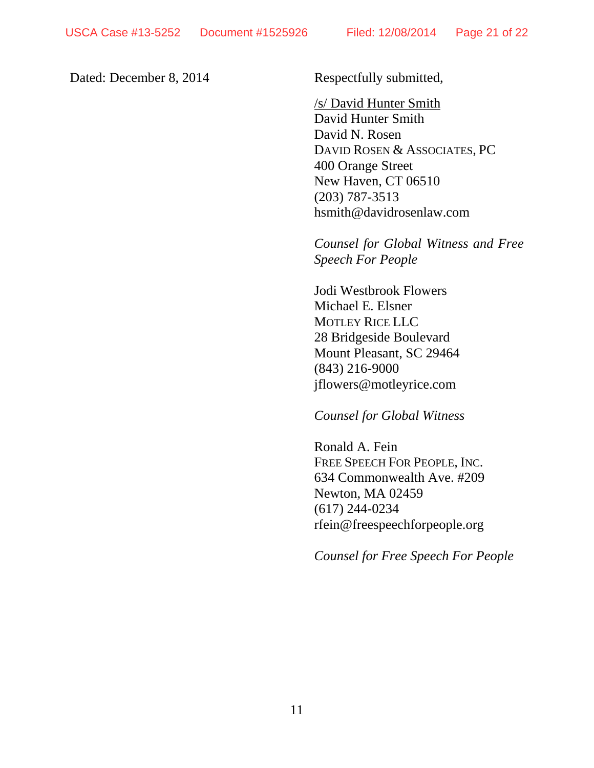Dated: December 8, 2014

Respectfully submitted,

/s/ David Hunter Smith
David Hunter Smith
David N. Rosen
DAVID ROSEN & ASSOCIATES, PC
400 Orange Street
New Haven, CT 06510
(203) 787-3513
hsmith@davidrosenlaw.com

*Counsel for Global Witness and Free Speech For People*

Jodi Westbrook Flowers
Michael E. Elsner
MOTLEY RICE LLC
28 Bridgeside Boulevard
Mount Pleasant, SC 29464
(843) 216-9000
jflowers@motleyrice.com

*Counsel for Global Witness*

Ronald A. Fein
FREE SPEECH FOR PEOPLE, INC.
634 Commonwealth Ave. #209
Newton, MA 02459
(617) 244-0234
rfein@freespeechforpeople.org

*Counsel for Free Speech For People*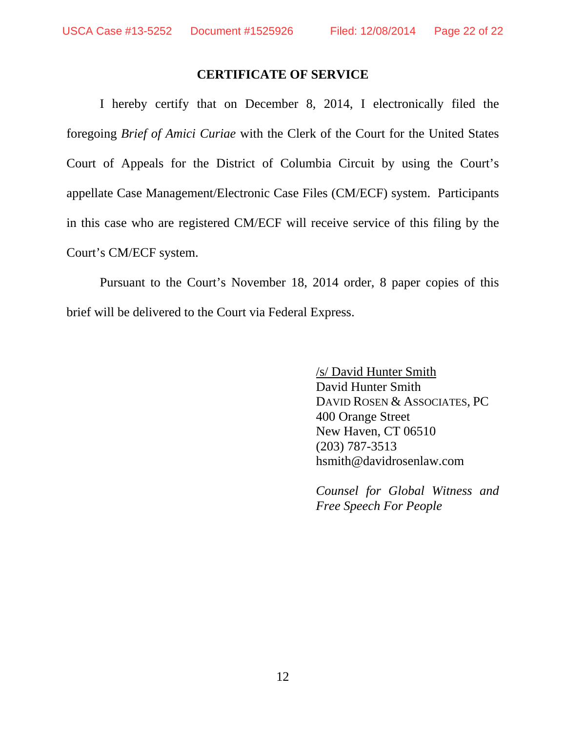**CERTIFICATE OF SERVICE**

I hereby certify that on December 8, 2014, I electronically filed the foregoing *Brief of Amici Curiae* with the Clerk of the Court for the United States Court of Appeals for the District of Columbia Circuit by using the Court's appellate Case Management/Electronic Case Files (CM/ECF) system. Participants in this case who are registered CM/ECF will receive service of this filing by the Court's CM/ECF system.

Pursuant to the Court's November 18, 2014 order, 8 paper copies of this brief will be delivered to the Court via Federal Express.

/s/ David Hunter Smith
David Hunter Smith
DAVID ROSEN & ASSOCIATES, PC
400 Orange Street
New Haven, CT 06510
(203) 787-3513
hsmith@davidrosenlaw.com

*Counsel for Global Witness and Free Speech For People*